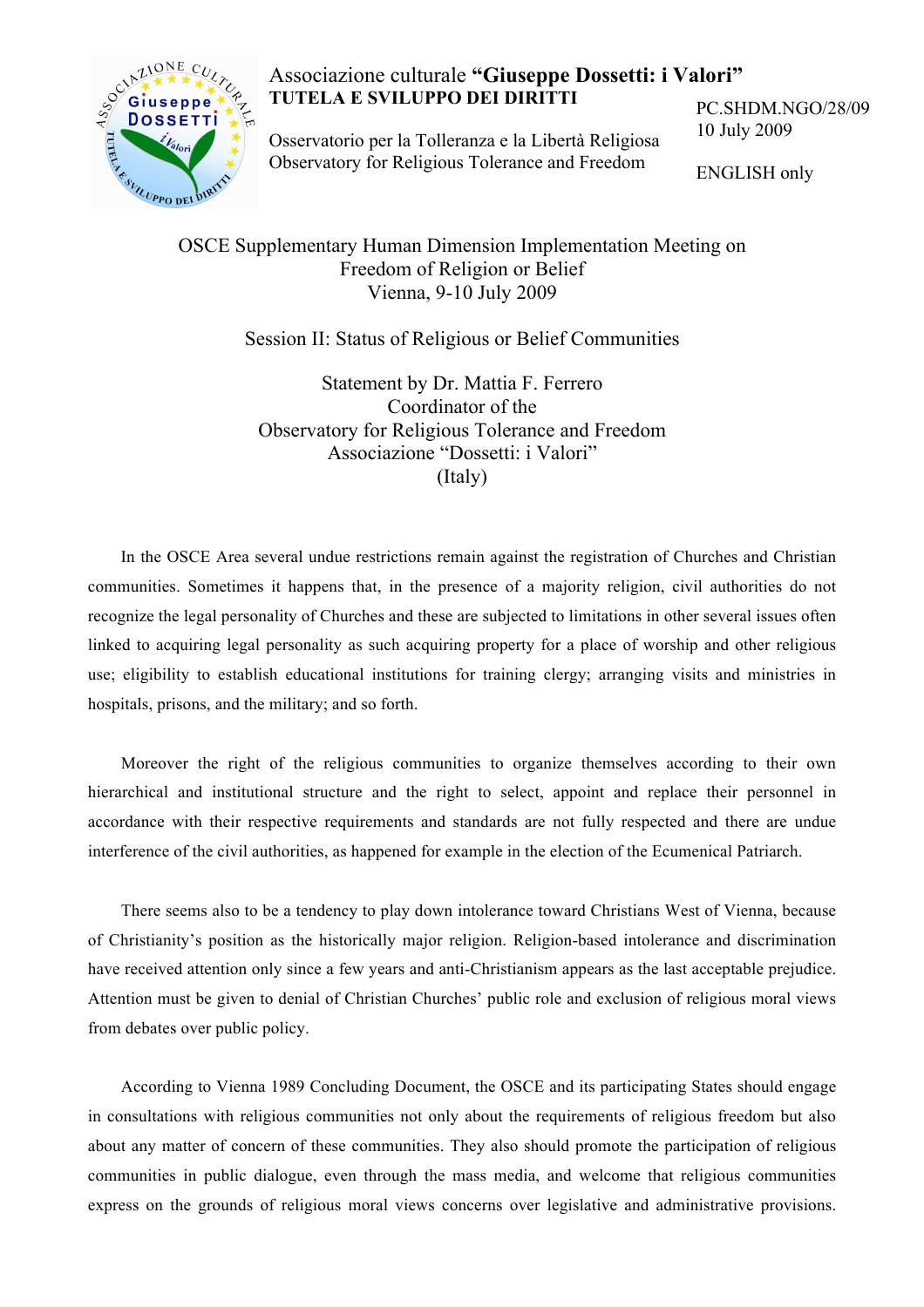Associazione culturale **"Giuseppe Dossetti: i Valori"**
**TUTELA E SVILUPPO DEI DIRITTI**

Osservatorio per la Tolleranza e la Libertà Religiosa
Observatory for Religious Tolerance and Freedom

PC.SHDM.NGO/28/09
10 July 2009

ENGLISH only

OSCE Supplementary Human Dimension Implementation Meeting on
Freedom of Religion or Belief
Vienna, 9-10 July 2009

Session II: Status of Religious or Belief Communities

Statement by Dr. Mattia F. Ferrero
Coordinator of the
Observatory for Religious Tolerance and Freedom
Associazione "Dossetti: i Valori"
(Italy)

In the OSCE Area several undue restrictions remain against the registration of Churches and Christian communities. Sometimes it happens that, in the presence of a majority religion, civil authorities do not recognize the legal personality of Churches and these are subjected to limitations in other several issues often linked to acquiring legal personality as such acquiring property for a place of worship and other religious use; eligibility to establish educational institutions for training clergy; arranging visits and ministries in hospitals, prisons, and the military; and so forth.

Moreover the right of the religious communities to organize themselves according to their own hierarchical and institutional structure and the right to select, appoint and replace their personnel in accordance with their respective requirements and standards are not fully respected and there are undue interference of the civil authorities, as happened for example in the election of the Ecumenical Patriarch.

There seems also to be a tendency to play down intolerance toward Christians West of Vienna, because of Christianity's position as the historically major religion. Religion-based intolerance and discrimination have received attention only since a few years and anti-Christianism appears as the last acceptable prejudice. Attention must be given to denial of Christian Churches' public role and exclusion of religious moral views from debates over public policy.

According to Vienna 1989 Concluding Document, the OSCE and its participating States should engage in consultations with religious communities not only about the requirements of religious freedom but also about any matter of concern of these communities. They also should promote the participation of religious communities in public dialogue, even through the mass media, and welcome that religious communities express on the grounds of religious moral views concerns over legislative and administrative provisions.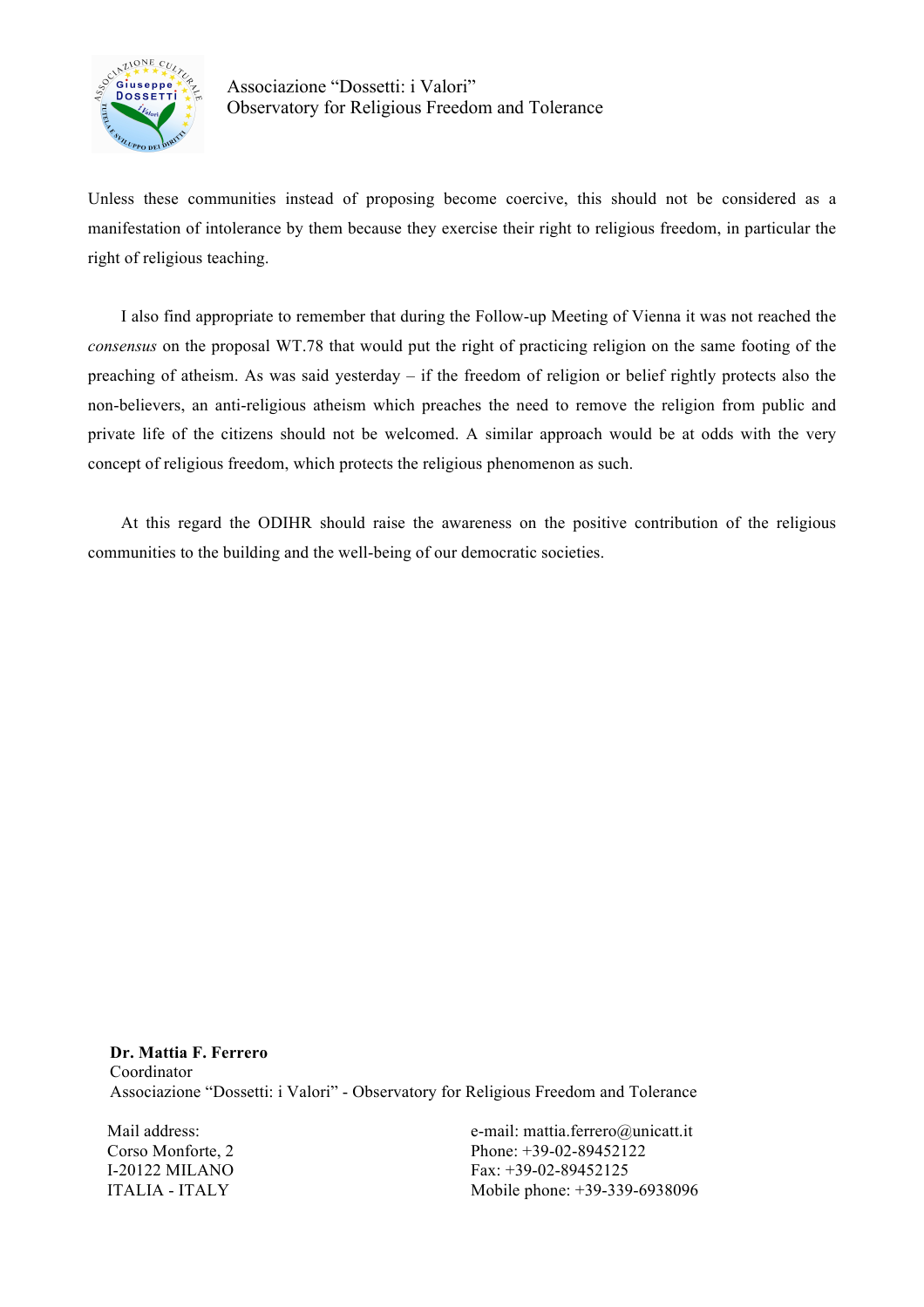Unless these communities instead of proposing become coercive, this should not be considered as a manifestation of intolerance by them because they exercise their right to religious freedom, in particular the right of religious teaching.

I also find appropriate to remember that during the Follow-up Meeting of Vienna it was not reached the *consensus* on the proposal WT.78 that would put the right of practicing religion on the same footing of the preaching of atheism. As was said yesterday – if the freedom of religion or belief rightly protects also the non-believers, an anti-religious atheism which preaches the need to remove the religion from public and private life of the citizens should not be welcomed. A similar approach would be at odds with the very concept of religious freedom, which protects the religious phenomenon as such.

At this regard the ODIHR should raise the awareness on the positive contribution of the religious communities to the building and the well-being of our democratic societies.

**Dr. Mattia F. Ferrero**
Coordinator
Associazione "Dossetti: i Valori" - Observatory for Religious Freedom and Tolerance

Mail address:
Corso Monforte, 2
I-20122 MILANO
ITALIA - ITALY

e-mail: mattia.ferrero@unicatt.it
Phone: +39-02-89452122
Fax: +39-02-89452125
Mobile phone: +39-339-6938096